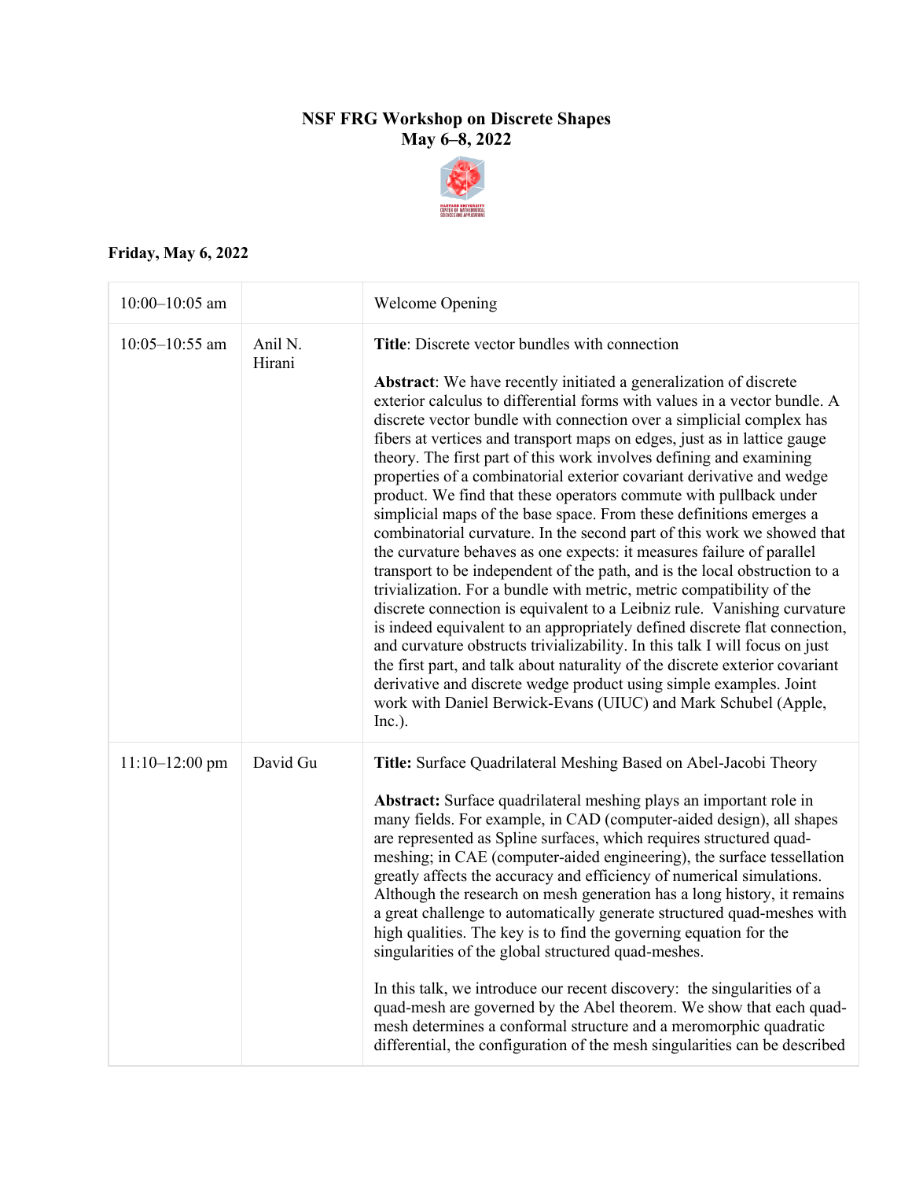**NSF FRG Workshop on Discrete Shapes**
**May 6–8, 2022**

**Friday, May 6, 2022**

| | | |
|---|---|---|
| 10:00–10:05 am | | Welcome Opening |
| 10:05–10:55 am | Anil N. Hirani | **Title**: Discrete vector bundles with connection<br><br>**Abstract**: We have recently initiated a generalization of discrete exterior calculus to differential forms with values in a vector bundle. A discrete vector bundle with connection over a simplicial complex has fibers at vertices and transport maps on edges, just as in lattice gauge theory. The first part of this work involves defining and examining properties of a combinatorial exterior covariant derivative and wedge product. We find that these operators commute with pullback under simplicial maps of the base space. From these definitions emerges a combinatorial curvature. In the second part of this work we showed that the curvature behaves as one expects: it measures failure of parallel transport to be independent of the path, and is the local obstruction to a trivialization. For a bundle with metric, metric compatibility of the discrete connection is equivalent to a Leibniz rule. Vanishing curvature is indeed equivalent to an appropriately defined discrete flat connection, and curvature obstructs trivializability. In this talk I will focus on just the first part, and talk about naturality of the discrete exterior covariant derivative and discrete wedge product using simple examples. Joint work with Daniel Berwick-Evans (UIUC) and Mark Schubel (Apple, Inc.). |
| 11:10–12:00 pm | David Gu | **Title:** Surface Quadrilateral Meshing Based on Abel-Jacobi Theory<br><br>**Abstract:** Surface quadrilateral meshing plays an important role in many fields. For example, in CAD (computer-aided design), all shapes are represented as Spline surfaces, which requires structured quad-meshing; in CAE (computer-aided engineering), the surface tessellation greatly affects the accuracy and efficiency of numerical simulations. Although the research on mesh generation has a long history, it remains a great challenge to automatically generate structured quad-meshes with high qualities. The key is to find the governing equation for the singularities of the global structured quad-meshes.<br><br>In this talk, we introduce our recent discovery: the singularities of a quad-mesh are governed by the Abel theorem. We show that each quad-mesh determines a conformal structure and a meromorphic quadratic differential, the configuration of the mesh singularities can be described |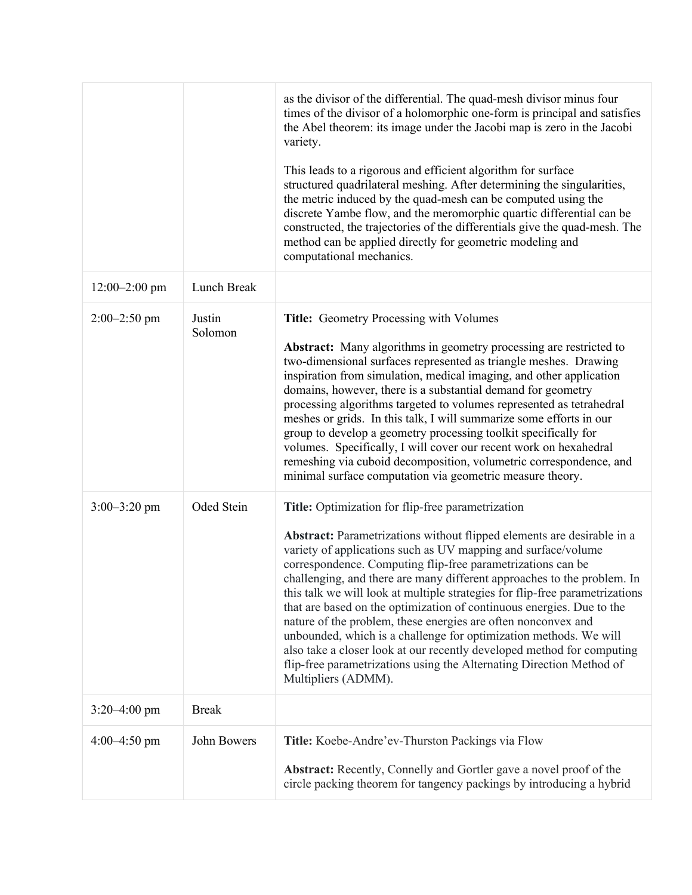|  |  |  |
|---|---|---|
|  |  | as the divisor of the differential. The quad-mesh divisor minus four times of the divisor of a holomorphic one-form is principal and satisfies the Abel theorem: its image under the Jacobi map is zero in the Jacobi variety.<br><br>This leads to a rigorous and efficient algorithm for surface structured quadrilateral meshing. After determining the singularities, the metric induced by the quad-mesh can be computed using the discrete Yambe flow, and the meromorphic quartic differential can be constructed, the trajectories of the differentials give the quad-mesh. The method can be applied directly for geometric modeling and computational mechanics. |
| 12:00–2:00 pm | Lunch Break |  |
| 2:00–2:50 pm | Justin Solomon | **Title:** Geometry Processing with Volumes<br><br>**Abstract:** Many algorithms in geometry processing are restricted to two-dimensional surfaces represented as triangle meshes. Drawing inspiration from simulation, medical imaging, and other application domains, however, there is a substantial demand for geometry processing algorithms targeted to volumes represented as tetrahedral meshes or grids. In this talk, I will summarize some efforts in our group to develop a geometry processing toolkit specifically for volumes. Specifically, I will cover our recent work on hexahedral remeshing via cuboid decomposition, volumetric correspondence, and minimal surface computation via geometric measure theory. |
| 3:00–3:20 pm | Oded Stein | **Title:** Optimization for flip-free parametrization<br><br>**Abstract:** Parametrizations without flipped elements are desirable in a variety of applications such as UV mapping and surface/volume correspondence. Computing flip-free parametrizations can be challenging, and there are many different approaches to the problem. In this talk we will look at multiple strategies for flip-free parametrizations that are based on the optimization of continuous energies. Due to the nature of the problem, these energies are often nonconvex and unbounded, which is a challenge for optimization methods. We will also take a closer look at our recently developed method for computing flip-free parametrizations using the Alternating Direction Method of Multipliers (ADMM). |
| 3:20–4:00 pm | Break |  |
| 4:00–4:50 pm | John Bowers | **Title:** Koebe-Andre'ev-Thurston Packings via Flow<br><br>**Abstract:** Recently, Connelly and Gortler gave a novel proof of the circle packing theorem for tangency packings by introducing a hybrid |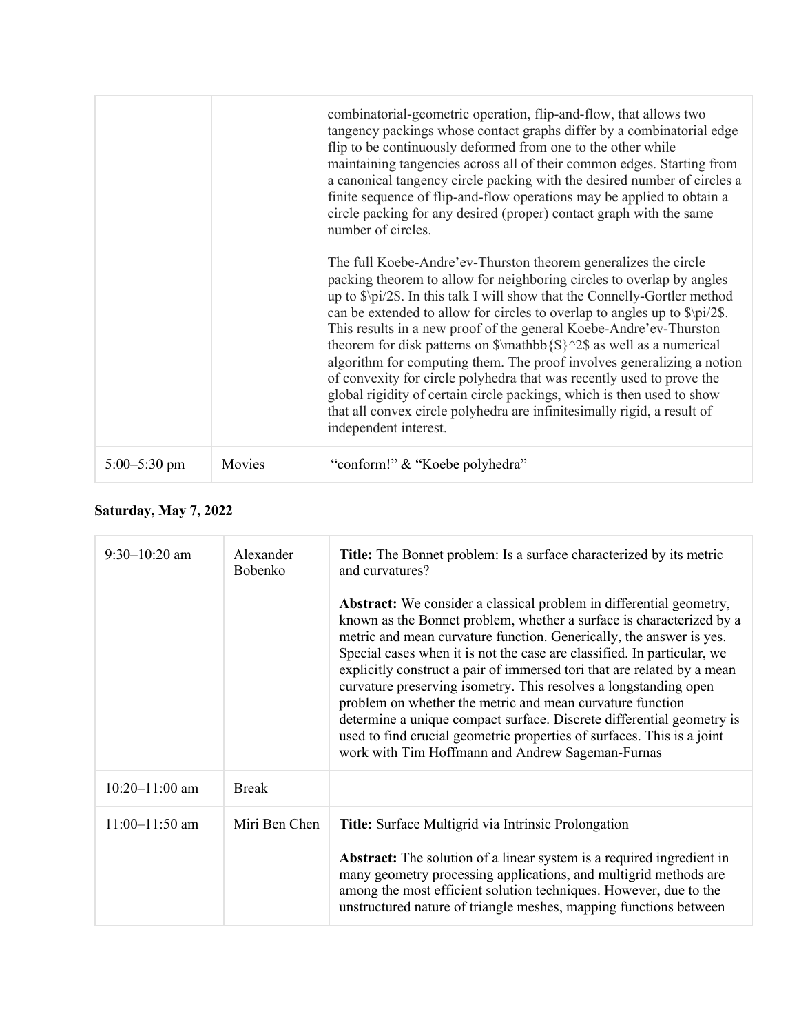| | | |
|---|---|---|
| | | combinatorial-geometric operation, flip-and-flow, that allows two tangency packings whose contact graphs differ by a combinatorial edge flip to be continuously deformed from one to the other while maintaining tangencies across all of their common edges. Starting from a canonical tangency circle packing with the desired number of circles a finite sequence of flip-and-flow operations may be applied to obtain a circle packing for any desired (proper) contact graph with the same number of circles.<br><br>The full Koebe-Andre'ev-Thurston theorem generalizes the circle packing theorem to allow for neighboring circles to overlap by angles up to $\pi/2$. In this talk I will show that the Connelly-Gortler method can be extended to allow for circles to overlap to angles up to $\pi/2$. This results in a new proof of the general Koebe-Andre'ev-Thurston theorem for disk patterns on $\mathbb{S}^2$ as well as a numerical algorithm for computing them. The proof involves generalizing a notion of convexity for circle polyhedra that was recently used to prove the global rigidity of certain circle packings, which is then used to show that all convex circle polyhedra are infinitesimally rigid, a result of independent interest. |
| 5:00–5:30 pm | Movies | "conform!" & "Koebe polyhedra" |

**Saturday, May 7, 2022**

| | | |
|---|---|---|
| 9:30–10:20 am | Alexander Bobenko | **Title:** The Bonnet problem: Is a surface characterized by its metric and curvatures?<br><br>**Abstract:** We consider a classical problem in differential geometry, known as the Bonnet problem, whether a surface is characterized by a metric and mean curvature function. Generically, the answer is yes. Special cases when it is not the case are classified. In particular, we explicitly construct a pair of immersed tori that are related by a mean curvature preserving isometry. This resolves a longstanding open problem on whether the metric and mean curvature function determine a unique compact surface. Discrete differential geometry is used to find crucial geometric properties of surfaces. This is a joint work with Tim Hoffmann and Andrew Sageman-Furnas |
| 10:20–11:00 am | Break | |
| 11:00–11:50 am | Miri Ben Chen | **Title:** Surface Multigrid via Intrinsic Prolongation<br><br>**Abstract:** The solution of a linear system is a required ingredient in many geometry processing applications, and multigrid methods are among the most efficient solution techniques. However, due to the unstructured nature of triangle meshes, mapping functions between |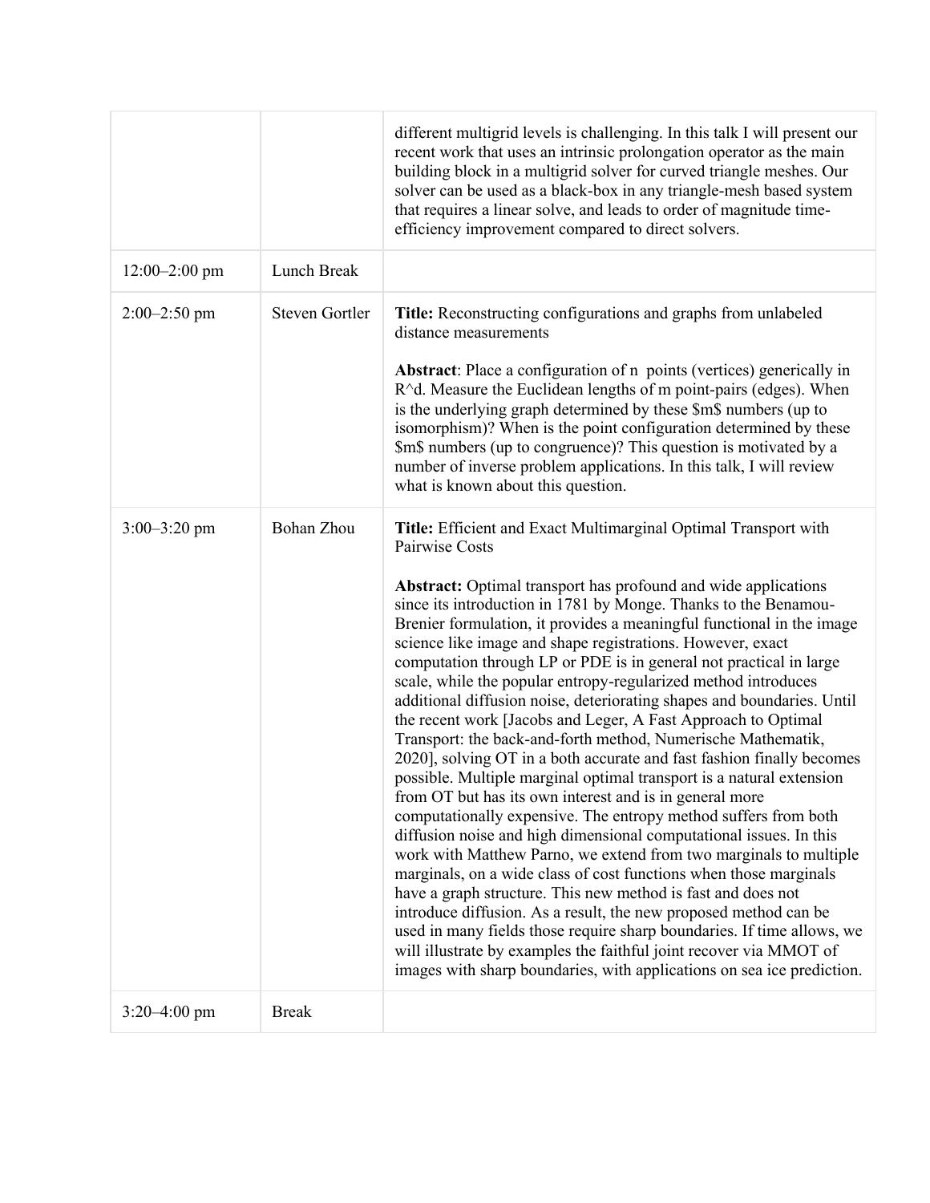| | | |
|---|---|---|
| | | different multigrid levels is challenging. In this talk I will present our recent work that uses an intrinsic prolongation operator as the main building block in a multigrid solver for curved triangle meshes. Our solver can be used as a black-box in any triangle-mesh based system that requires a linear solve, and leads to order of magnitude time-efficiency improvement compared to direct solvers. |
| 12:00–2:00 pm | Lunch Break | |
| 2:00–2:50 pm | Steven Gortler | **Title:** Reconstructing configurations and graphs from unlabeled distance measurements<br><br>**Abstract**: Place a configuration of n points (vertices) generically in R^d. Measure the Euclidean lengths of m point-pairs (edges). When is the underlying graph determined by these $m$ numbers (up to isomorphism)? When is the point configuration determined by these $m$ numbers (up to congruence)? This question is motivated by a number of inverse problem applications. In this talk, I will review what is known about this question. |
| 3:00–3:20 pm | Bohan Zhou | **Title:** Efficient and Exact Multimarginal Optimal Transport with Pairwise Costs<br><br>**Abstract:** Optimal transport has profound and wide applications since its introduction in 1781 by Monge. Thanks to the Benamou-Brenier formulation, it provides a meaningful functional in the image science like image and shape registrations. However, exact computation through LP or PDE is in general not practical in large scale, while the popular entropy-regularized method introduces additional diffusion noise, deteriorating shapes and boundaries. Until the recent work [Jacobs and Leger, A Fast Approach to Optimal Transport: the back-and-forth method, Numerische Mathematik, 2020], solving OT in a both accurate and fast fashion finally becomes possible. Multiple marginal optimal transport is a natural extension from OT but has its own interest and is in general more computationally expensive. The entropy method suffers from both diffusion noise and high dimensional computational issues. In this work with Matthew Parno, we extend from two marginals to multiple marginals, on a wide class of cost functions when those marginals have a graph structure. This new method is fast and does not introduce diffusion. As a result, the new proposed method can be used in many fields those require sharp boundaries. If time allows, we will illustrate by examples the faithful joint recover via MMOT of images with sharp boundaries, with applications on sea ice prediction. |
| 3:20–4:00 pm | Break | |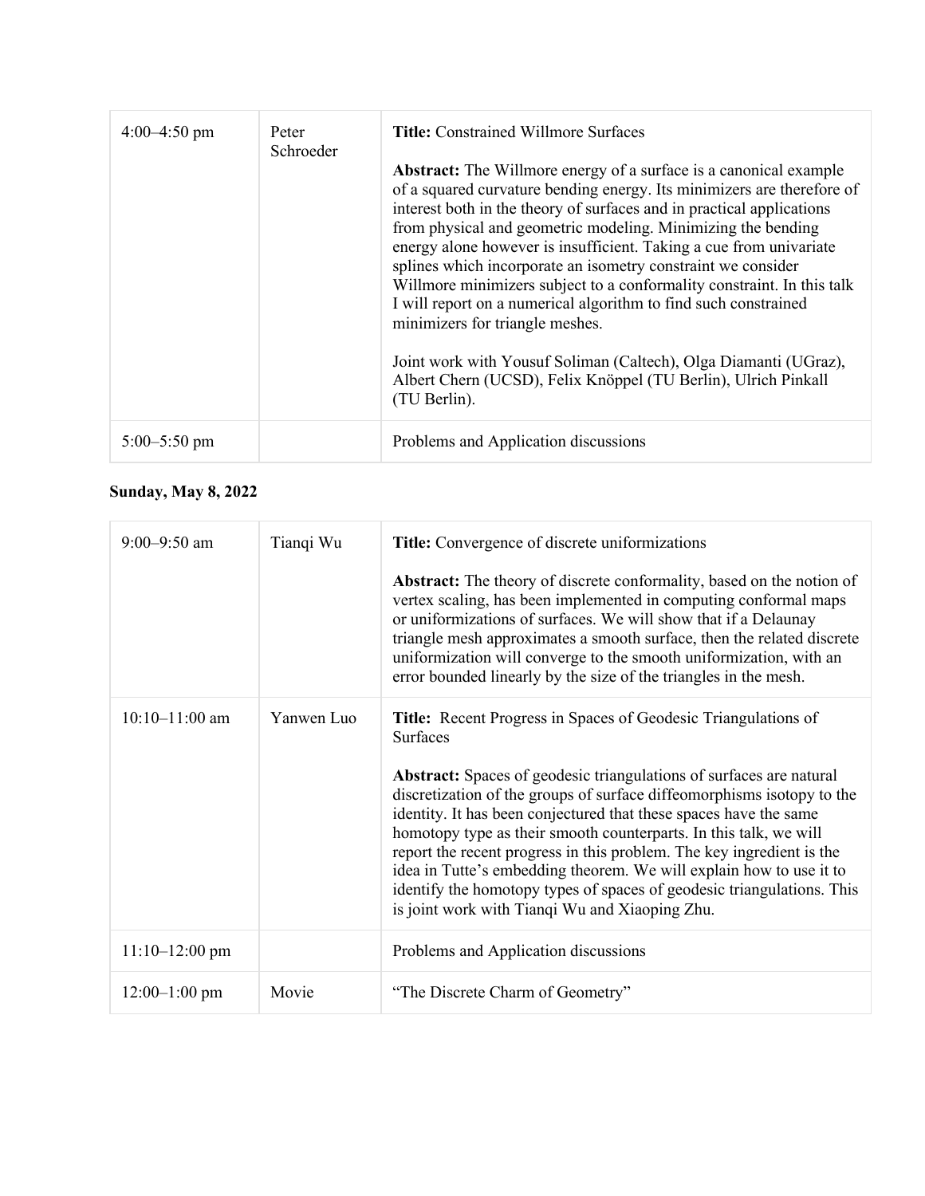| | | |
|---|---|---|
| 4:00–4:50 pm | Peter Schroeder | **Title:** Constrained Willmore Surfaces<br><br>**Abstract:** The Willmore energy of a surface is a canonical example of a squared curvature bending energy. Its minimizers are therefore of interest both in the theory of surfaces and in practical applications from physical and geometric modeling. Minimizing the bending energy alone however is insufficient. Taking a cue from univariate splines which incorporate an isometry constraint we consider Willmore minimizers subject to a conformality constraint. In this talk I will report on a numerical algorithm to find such constrained minimizers for triangle meshes.<br><br>Joint work with Yousuf Soliman (Caltech), Olga Diamanti (UGraz), Albert Chern (UCSD), Felix Knöppel (TU Berlin), Ulrich Pinkall (TU Berlin). |
| 5:00–5:50 pm | | Problems and Application discussions |

**Sunday, May 8, 2022**

| | | |
|---|---|---|
| 9:00–9:50 am | Tianqi Wu | **Title:** Convergence of discrete uniformizations<br><br>**Abstract:** The theory of discrete conformality, based on the notion of vertex scaling, has been implemented in computing conformal maps or uniformizations of surfaces. We will show that if a Delaunay triangle mesh approximates a smooth surface, then the related discrete uniformization will converge to the smooth uniformization, with an error bounded linearly by the size of the triangles in the mesh. |
| 10:10–11:00 am | Yanwen Luo | **Title:** Recent Progress in Spaces of Geodesic Triangulations of Surfaces<br><br>**Abstract:** Spaces of geodesic triangulations of surfaces are natural discretization of the groups of surface diffeomorphisms isotopy to the identity. It has been conjectured that these spaces have the same homotopy type as their smooth counterparts. In this talk, we will report the recent progress in this problem. The key ingredient is the idea in Tutte's embedding theorem. We will explain how to use it to identify the homotopy types of spaces of geodesic triangulations. This is joint work with Tianqi Wu and Xiaoping Zhu. |
| 11:10–12:00 pm | | Problems and Application discussions |
| 12:00–1:00 pm | Movie | "The Discrete Charm of Geometry" |